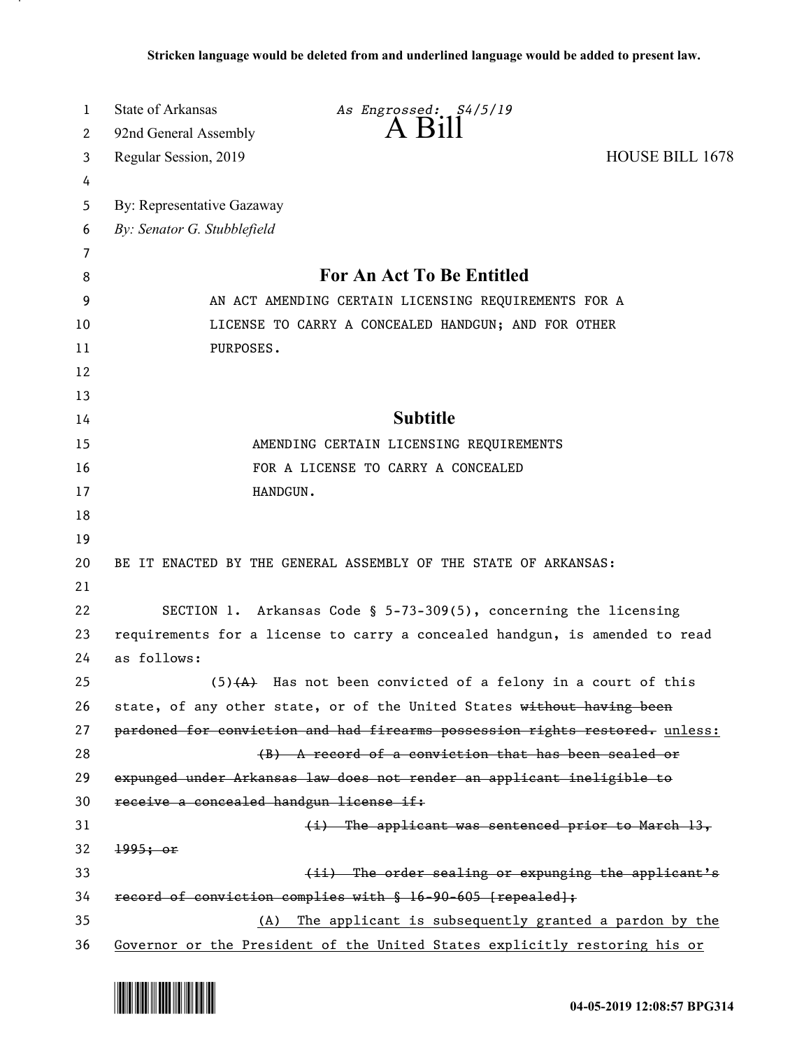Stricken language would be deleted from and underlined language would be added to present law.

State of Arkansas *As Engrossed: S4/5/19*
92nd General Assembly **A Bill**
Regular Session, 2019 HOUSE BILL 1678

By: Representative Gazaway
*By: Senator G. Stubblefield*

## For An Act To Be Entitled

AN ACT AMENDING CERTAIN LICENSING REQUIREMENTS FOR A LICENSE TO CARRY A CONCEALED HANDGUN; AND FOR OTHER PURPOSES.

## Subtitle

AMENDING CERTAIN LICENSING REQUIREMENTS FOR A LICENSE TO CARRY A CONCEALED HANDGUN.

BE IT ENACTED BY THE GENERAL ASSEMBLY OF THE STATE OF ARKANSAS:

SECTION 1. Arkansas Code § 5-73-309(5), concerning the licensing requirements for a license to carry a concealed handgun, is amended to read as follows:

(5)~~(A)~~ Has not been convicted of a felony in a court of this state, of any other state, or of the United States ~~without having been pardoned for conviction and had firearms possession rights restored.~~ <u>unless:</u>

~~(B) A record of a conviction that has been sealed or expunged under Arkansas law does not render an applicant ineligible to receive a concealed handgun license if:~~

~~(i) The applicant was sentenced prior to March 13, 1995; or~~

~~(ii) The order sealing or expunging the applicant's record of conviction complies with § 16-90-605 [repealed];~~

<u>(A) The applicant is subsequently granted a pardon by the Governor or the President of the United States explicitly restoring his or</u>

04-05-2019 12:08:57 BPG314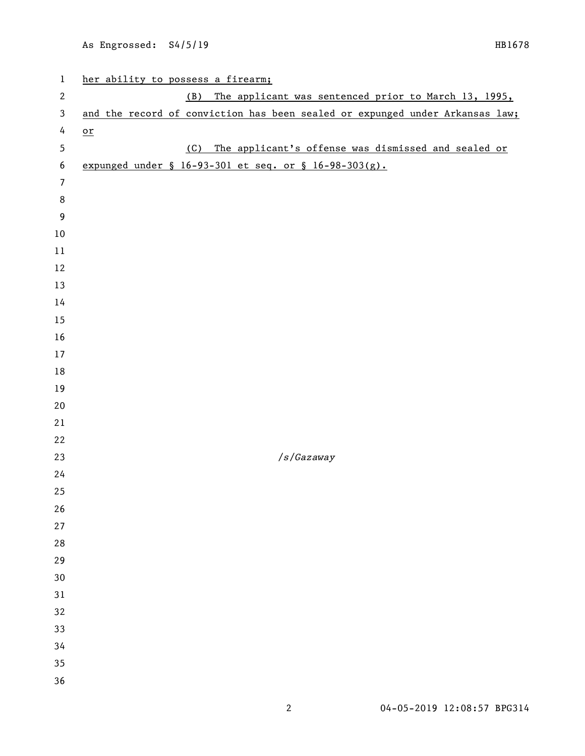her ability to possess a firearm;

(B) The applicant was sentenced prior to March 13, 1995, and the record of conviction has been sealed or expunged under Arkansas law; or

(C) The applicant's offense was dismissed and sealed or expunged under § 16-93-301 et seq. or § 16-98-303(g).

*/s/Gazaway*